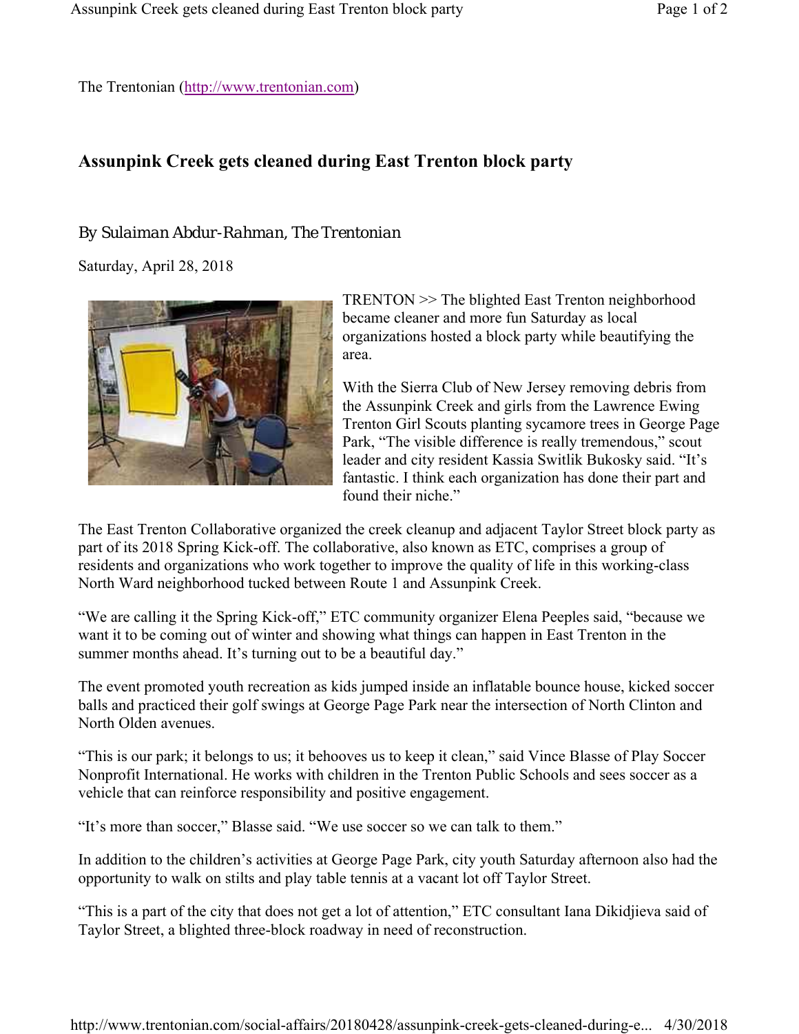The Trentonian (http://www.trentonian.com)

## Assunpink Creek gets cleaned during East Trenton block party

*By Sulaiman Abdur-Rahman, The Trentonian*

Saturday, April 28, 2018

TRENTON >> The blighted East Trenton neighborhood became cleaner and more fun Saturday as local organizations hosted a block party while beautifying the area.

With the Sierra Club of New Jersey removing debris from the Assunpink Creek and girls from the Lawrence Ewing Trenton Girl Scouts planting sycamore trees in George Page Park, "The visible difference is really tremendous," scout leader and city resident Kassia Switlik Bukosky said. "It's fantastic. I think each organization has done their part and found their niche."

The East Trenton Collaborative organized the creek cleanup and adjacent Taylor Street block party as part of its 2018 Spring Kick-off. The collaborative, also known as ETC, comprises a group of residents and organizations who work together to improve the quality of life in this working-class North Ward neighborhood tucked between Route 1 and Assunpink Creek.

"We are calling it the Spring Kick-off," ETC community organizer Elena Peeples said, "because we want it to be coming out of winter and showing what things can happen in East Trenton in the summer months ahead. It's turning out to be a beautiful day."

The event promoted youth recreation as kids jumped inside an inflatable bounce house, kicked soccer balls and practiced their golf swings at George Page Park near the intersection of North Clinton and North Olden avenues.

"This is our park; it belongs to us; it behooves us to keep it clean," said Vince Blasse of Play Soccer Nonprofit International. He works with children in the Trenton Public Schools and sees soccer as a vehicle that can reinforce responsibility and positive engagement.

"It's more than soccer," Blasse said. "We use soccer so we can talk to them."

In addition to the children's activities at George Page Park, city youth Saturday afternoon also had the opportunity to walk on stilts and play table tennis at a vacant lot off Taylor Street.

"This is a part of the city that does not get a lot of attention," ETC consultant Iana Dikidjieva said of Taylor Street, a blighted three-block roadway in need of reconstruction.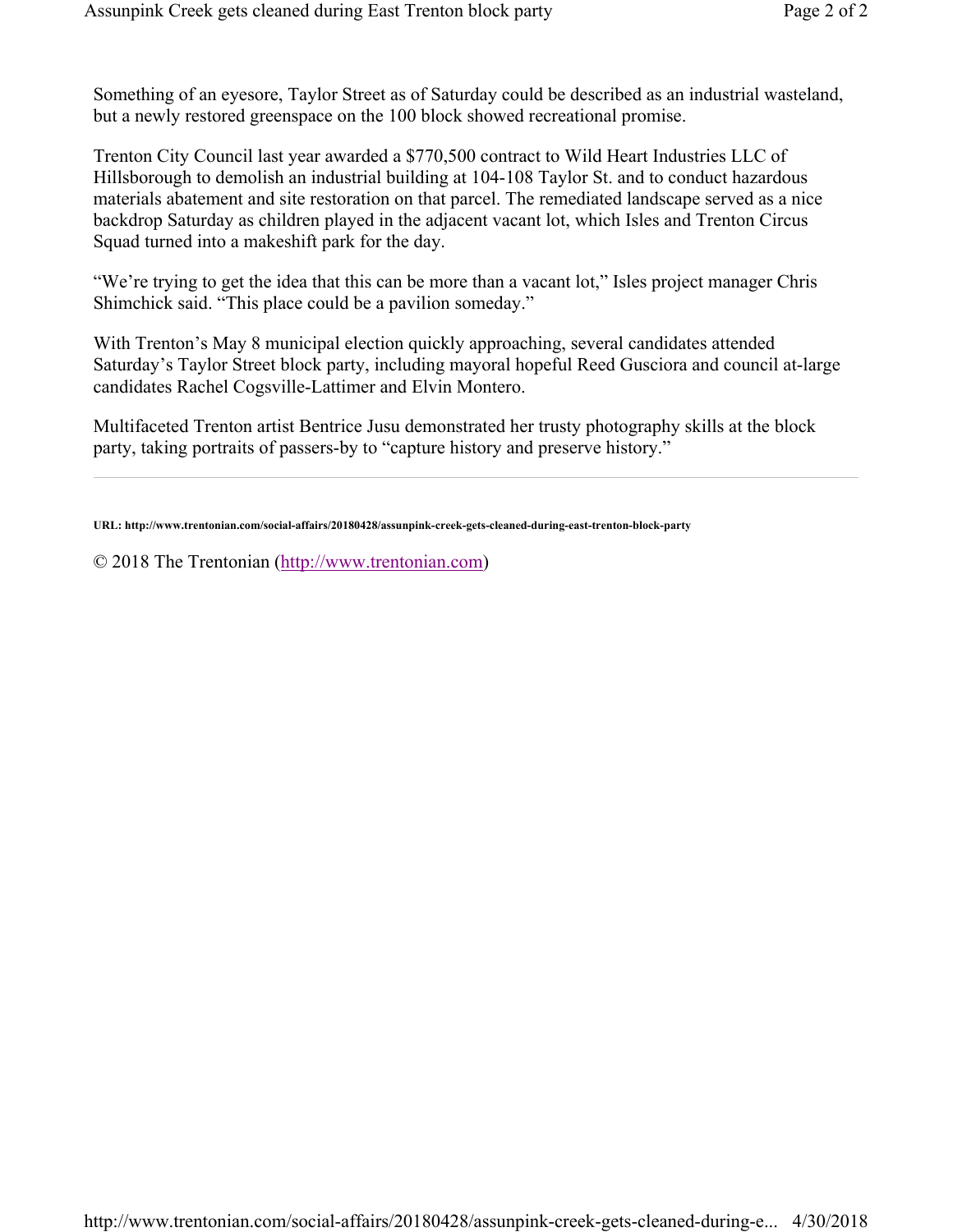Something of an eyesore, Taylor Street as of Saturday could be described as an industrial wasteland, but a newly restored greenspace on the 100 block showed recreational promise.

Trenton City Council last year awarded a $770,500 contract to Wild Heart Industries LLC of Hillsborough to demolish an industrial building at 104-108 Taylor St. and to conduct hazardous materials abatement and site restoration on that parcel. The remediated landscape served as a nice backdrop Saturday as children played in the adjacent vacant lot, which Isles and Trenton Circus Squad turned into a makeshift park for the day.

"We're trying to get the idea that this can be more than a vacant lot," Isles project manager Chris Shimchick said. "This place could be a pavilion someday."

With Trenton's May 8 municipal election quickly approaching, several candidates attended Saturday's Taylor Street block party, including mayoral hopeful Reed Gusciora and council at-large candidates Rachel Cogsville-Lattimer and Elvin Montero.

Multifaceted Trenton artist Bentrice Jusu demonstrated her trusty photography skills at the block party, taking portraits of passers-by to "capture history and preserve history."

---

**URL: http://www.trentonian.com/social-affairs/20180428/assunpink-creek-gets-cleaned-during-east-trenton-block-party**

© 2018 The Trentonian (http://www.trentonian.com)